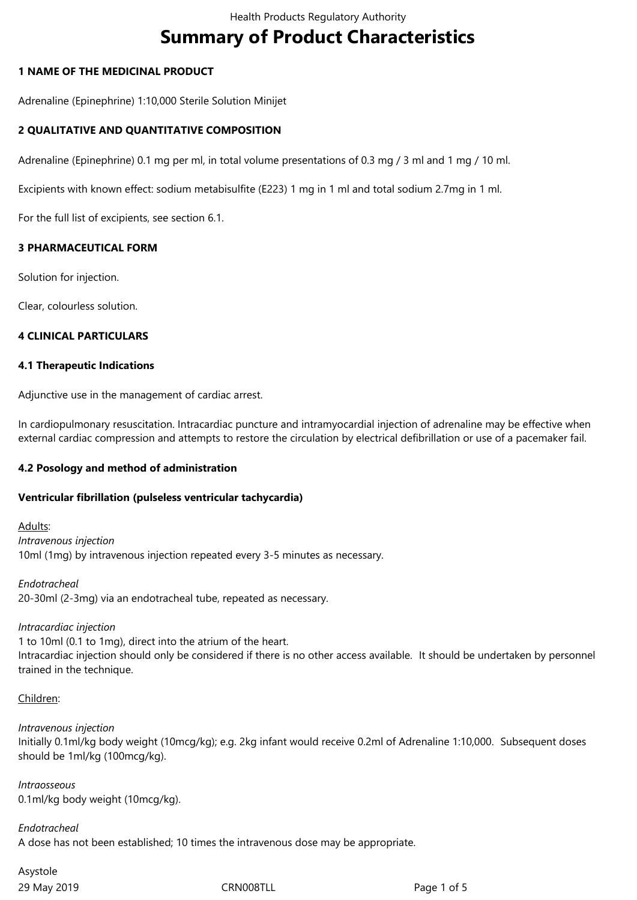# Summary of Product Characteristics

## 1 NAME OF THE MEDICINAL PRODUCT

Adrenaline (Epinephrine) 1:10,000 Sterile Solution Minijet

## 2 QUALITATIVE AND QUANTITATIVE COMPOSITION

Adrenaline (Epinephrine) 0.1 mg per ml, in total volume presentations of 0.3 mg / 3 ml and 1 mg / 10 ml.

Excipients with known effect: sodium metabisulfite (E223) 1 mg in 1 ml and total sodium 2.7mg in 1 ml.

For the full list of excipients, see section 6.1.

## 3 PHARMACEUTICAL FORM

Solution for injection.

Clear, colourless solution.

## 4 CLINICAL PARTICULARS

### 4.1 Therapeutic Indications

Adjunctive use in the management of cardiac arrest.

In cardiopulmonary resuscitation. Intracardiac puncture and intramyocardial injection of adrenaline may be effective when external cardiac compression and attempts to restore the circulation by electrical defibrillation or use of a pacemaker fail.

### 4.2 Posology and method of administration

**Ventricular fibrillation (pulseless ventricular tachycardia)**

Adults:
*Intravenous injection*
10ml (1mg) by intravenous injection repeated every 3-5 minutes as necessary.

*Endotracheal*
20-30ml (2-3mg) via an endotracheal tube, repeated as necessary.

*Intracardiac injection*
1 to 10ml (0.1 to 1mg), direct into the atrium of the heart.
Intracardiac injection should only be considered if there is no other access available. It should be undertaken by personnel trained in the technique.

Children:

*Intravenous injection*
Initially 0.1ml/kg body weight (10mcg/kg); e.g. 2kg infant would receive 0.2ml of Adrenaline 1:10,000. Subsequent doses should be 1ml/kg (100mcg/kg).

*Intraosseous*
0.1ml/kg body weight (10mcg/kg).

*Endotracheal*
A dose has not been established; 10 times the intravenous dose may be appropriate.

Asystole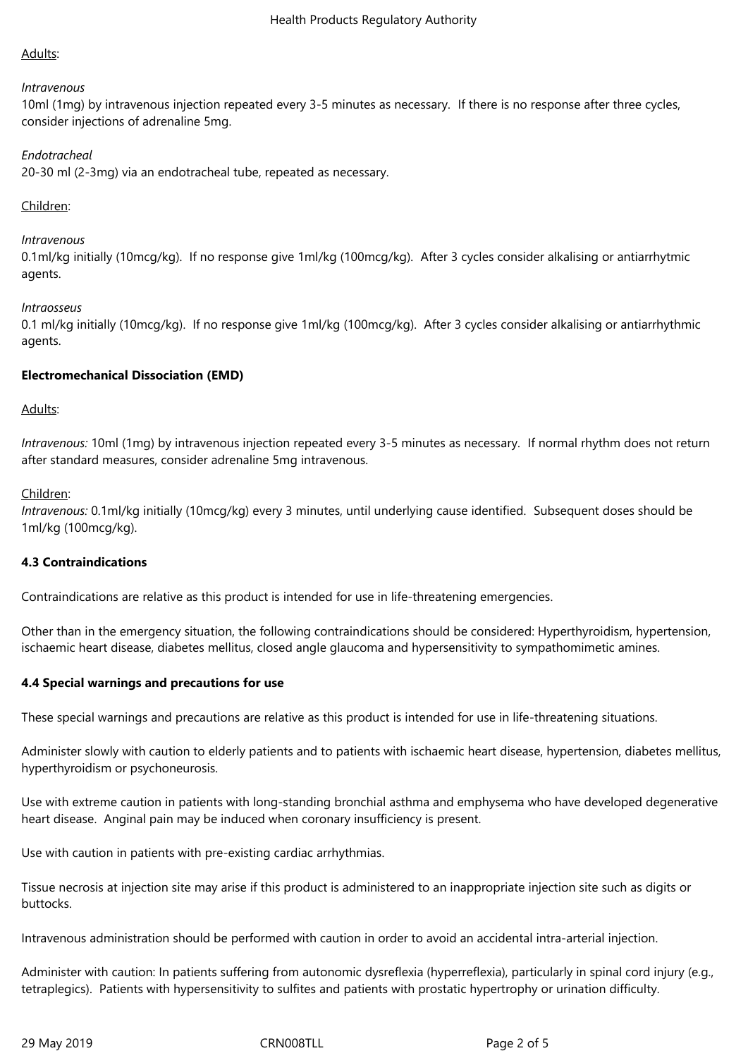Adults:

*Intravenous*

10ml (1mg) by intravenous injection repeated every 3-5 minutes as necessary. If there is no response after three cycles, consider injections of adrenaline 5mg.

*Endotracheal*

20-30 ml (2-3mg) via an endotracheal tube, repeated as necessary.

Children:

*Intravenous*

0.1ml/kg initially (10mcg/kg). If no response give 1ml/kg (100mcg/kg). After 3 cycles consider alkalising or antiarrhytmic agents.

*Intraosseus*

0.1 ml/kg initially (10mcg/kg). If no response give 1ml/kg (100mcg/kg). After 3 cycles consider alkalising or antiarrhythmic agents.

**Electromechanical Dissociation (EMD)**

Adults:

*Intravenous:* 10ml (1mg) by intravenous injection repeated every 3-5 minutes as necessary. If normal rhythm does not return after standard measures, consider adrenaline 5mg intravenous.

Children:

*Intravenous:* 0.1ml/kg initially (10mcg/kg) every 3 minutes, until underlying cause identified. Subsequent doses should be 1ml/kg (100mcg/kg).

**4.3 Contraindications**

Contraindications are relative as this product is intended for use in life-threatening emergencies.

Other than in the emergency situation, the following contraindications should be considered: Hyperthyroidism, hypertension, ischaemic heart disease, diabetes mellitus, closed angle glaucoma and hypersensitivity to sympathomimetic amines.

**4.4 Special warnings and precautions for use**

These special warnings and precautions are relative as this product is intended for use in life-threatening situations.

Administer slowly with caution to elderly patients and to patients with ischaemic heart disease, hypertension, diabetes mellitus, hyperthyroidism or psychoneurosis.

Use with extreme caution in patients with long-standing bronchial asthma and emphysema who have developed degenerative heart disease. Anginal pain may be induced when coronary insufficiency is present.

Use with caution in patients with pre-existing cardiac arrhythmias.

Tissue necrosis at injection site may arise if this product is administered to an inappropriate injection site such as digits or buttocks.

Intravenous administration should be performed with caution in order to avoid an accidental intra-arterial injection.

Administer with caution: In patients suffering from autonomic dysreflexia (hyperreflexia), particularly in spinal cord injury (e.g., tetraplegics). Patients with hypersensitivity to sulfites and patients with prostatic hypertrophy or urination difficulty.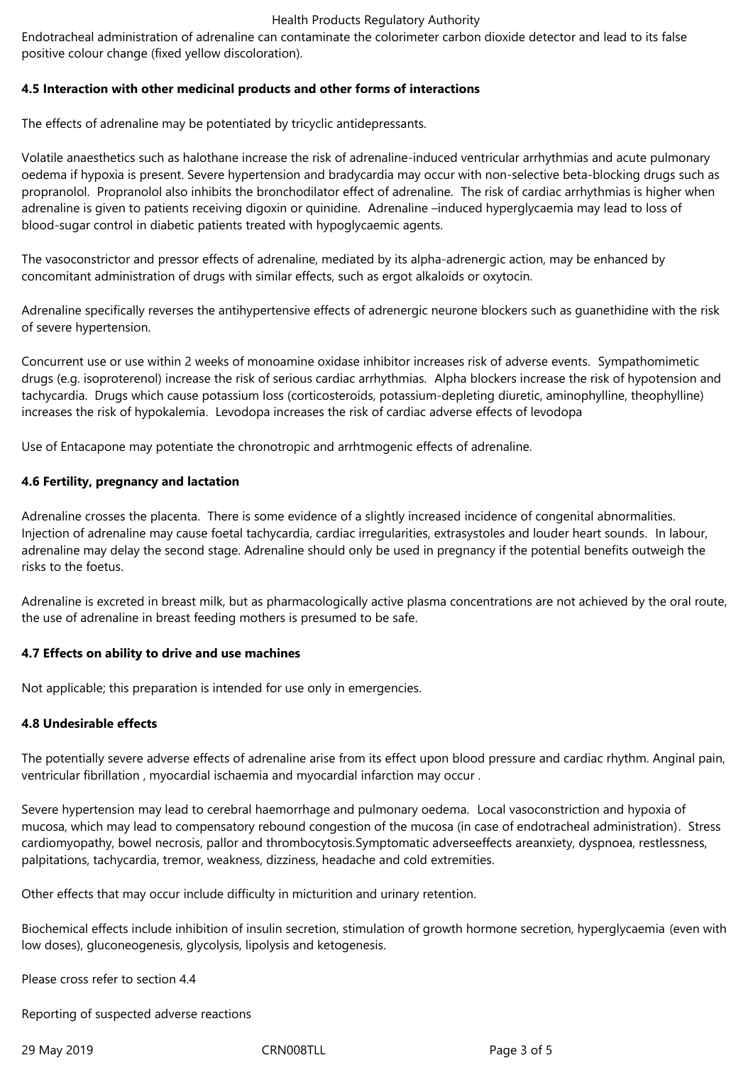Endotracheal administration of adrenaline can contaminate the colorimeter carbon dioxide detector and lead to its false positive colour change (fixed yellow discoloration).

**4.5 Interaction with other medicinal products and other forms of interactions**

The effects of adrenaline may be potentiated by tricyclic antidepressants.

Volatile anaesthetics such as halothane increase the risk of adrenaline-induced ventricular arrhythmias and acute pulmonary oedema if hypoxia is present. Severe hypertension and bradycardia may occur with non-selective beta-blocking drugs such as propranolol. Propranolol also inhibits the bronchodilator effect of adrenaline. The risk of cardiac arrhythmias is higher when adrenaline is given to patients receiving digoxin or quinidine. Adrenaline –induced hyperglycaemia may lead to loss of blood-sugar control in diabetic patients treated with hypoglycaemic agents.

The vasoconstrictor and pressor effects of adrenaline, mediated by its alpha-adrenergic action, may be enhanced by concomitant administration of drugs with similar effects, such as ergot alkaloids or oxytocin.

Adrenaline specifically reverses the antihypertensive effects of adrenergic neurone blockers such as guanethidine with the risk of severe hypertension.

Concurrent use or use within 2 weeks of monoamine oxidase inhibitor increases risk of adverse events. Sympathomimetic drugs (e.g. isoproterenol) increase the risk of serious cardiac arrhythmias. Alpha blockers increase the risk of hypotension and tachycardia. Drugs which cause potassium loss (corticosteroids, potassium-depleting diuretic, aminophylline, theophylline) increases the risk of hypokalemia. Levodopa increases the risk of cardiac adverse effects of levodopa

Use of Entacapone may potentiate the chronotropic and arrhtmogenic effects of adrenaline.

**4.6 Fertility, pregnancy and lactation**

Adrenaline crosses the placenta. There is some evidence of a slightly increased incidence of congenital abnormalities. Injection of adrenaline may cause foetal tachycardia, cardiac irregularities, extrasystoles and louder heart sounds. In labour, adrenaline may delay the second stage. Adrenaline should only be used in pregnancy if the potential benefits outweigh the risks to the foetus.

Adrenaline is excreted in breast milk, but as pharmacologically active plasma concentrations are not achieved by the oral route, the use of adrenaline in breast feeding mothers is presumed to be safe.

**4.7 Effects on ability to drive and use machines**

Not applicable; this preparation is intended for use only in emergencies.

**4.8 Undesirable effects**

The potentially severe adverse effects of adrenaline arise from its effect upon blood pressure and cardiac rhythm. Anginal pain, ventricular fibrillation , myocardial ischaemia and myocardial infarction may occur .

Severe hypertension may lead to cerebral haemorrhage and pulmonary oedema. Local vasoconstriction and hypoxia of mucosa, which may lead to compensatory rebound congestion of the mucosa (in case of endotracheal administration). Stress cardiomyopathy, bowel necrosis, pallor and thrombocytosis.Symptomatic adverseeffects areanxiety, dyspnoea, restlessness, palpitations, tachycardia, tremor, weakness, dizziness, headache and cold extremities.

Other effects that may occur include difficulty in micturition and urinary retention.

Biochemical effects include inhibition of insulin secretion, stimulation of growth hormone secretion, hyperglycaemia (even with low doses), gluconeogenesis, glycolysis, lipolysis and ketogenesis.

Please cross refer to section 4.4

Reporting of suspected adverse reactions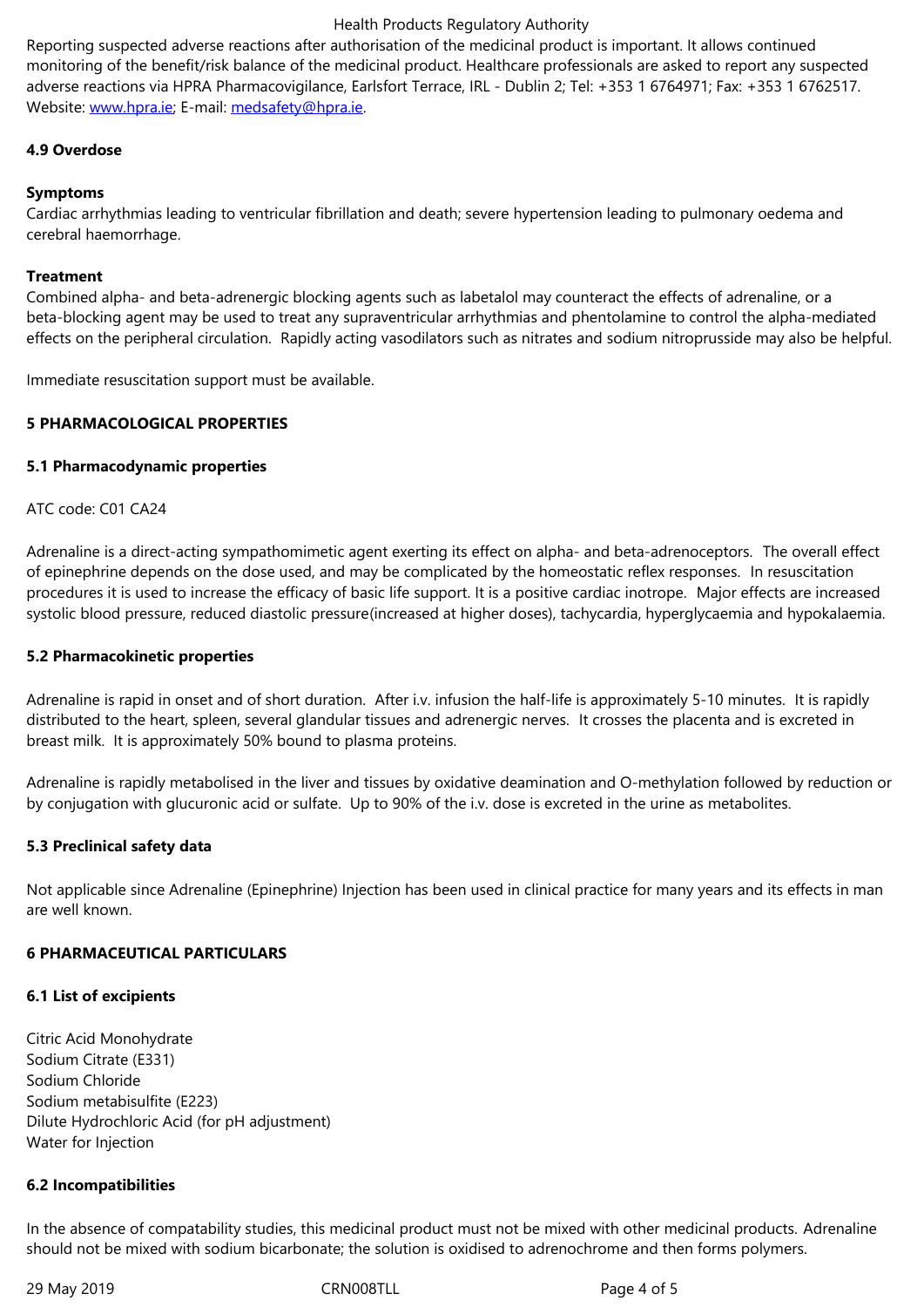Reporting suspected adverse reactions after authorisation of the medicinal product is important. It allows continued monitoring of the benefit/risk balance of the medicinal product. Healthcare professionals are asked to report any suspected adverse reactions via HPRA Pharmacovigilance, Earlsfort Terrace, IRL - Dublin 2; Tel: +353 1 6764971; Fax: +353 1 6762517. Website: www.hpra.ie; E-mail: medsafety@hpra.ie.

**4.9 Overdose**

**Symptoms**
Cardiac arrhythmias leading to ventricular fibrillation and death; severe hypertension leading to pulmonary oedema and cerebral haemorrhage.

**Treatment**
Combined alpha- and beta-adrenergic blocking agents such as labetalol may counteract the effects of adrenaline, or a beta-blocking agent may be used to treat any supraventricular arrhythmias and phentolamine to control the alpha-mediated effects on the peripheral circulation. Rapidly acting vasodilators such as nitrates and sodium nitroprusside may also be helpful.

Immediate resuscitation support must be available.

**5 PHARMACOLOGICAL PROPERTIES**

**5.1 Pharmacodynamic properties**

ATC code: C01 CA24

Adrenaline is a direct-acting sympathomimetic agent exerting its effect on alpha- and beta-adrenoceptors. The overall effect of epinephrine depends on the dose used, and may be complicated by the homeostatic reflex responses. In resuscitation procedures it is used to increase the efficacy of basic life support. It is a positive cardiac inotrope. Major effects are increased systolic blood pressure, reduced diastolic pressure(increased at higher doses), tachycardia, hyperglycaemia and hypokalaemia.

**5.2 Pharmacokinetic properties**

Adrenaline is rapid in onset and of short duration. After i.v. infusion the half-life is approximately 5-10 minutes. It is rapidly distributed to the heart, spleen, several glandular tissues and adrenergic nerves. It crosses the placenta and is excreted in breast milk. It is approximately 50% bound to plasma proteins.

Adrenaline is rapidly metabolised in the liver and tissues by oxidative deamination and O-methylation followed by reduction or by conjugation with glucuronic acid or sulfate. Up to 90% of the i.v. dose is excreted in the urine as metabolites.

**5.3 Preclinical safety data**

Not applicable since Adrenaline (Epinephrine) Injection has been used in clinical practice for many years and its effects in man are well known.

**6 PHARMACEUTICAL PARTICULARS**

**6.1 List of excipients**

Citric Acid Monohydrate
Sodium Citrate (E331)
Sodium Chloride
Sodium metabisulfite (E223)
Dilute Hydrochloric Acid (for pH adjustment)
Water for Injection

**6.2 Incompatibilities**

In the absence of compatability studies, this medicinal product must not be mixed with other medicinal products. Adrenaline should not be mixed with sodium bicarbonate; the solution is oxidised to adrenochrome and then forms polymers.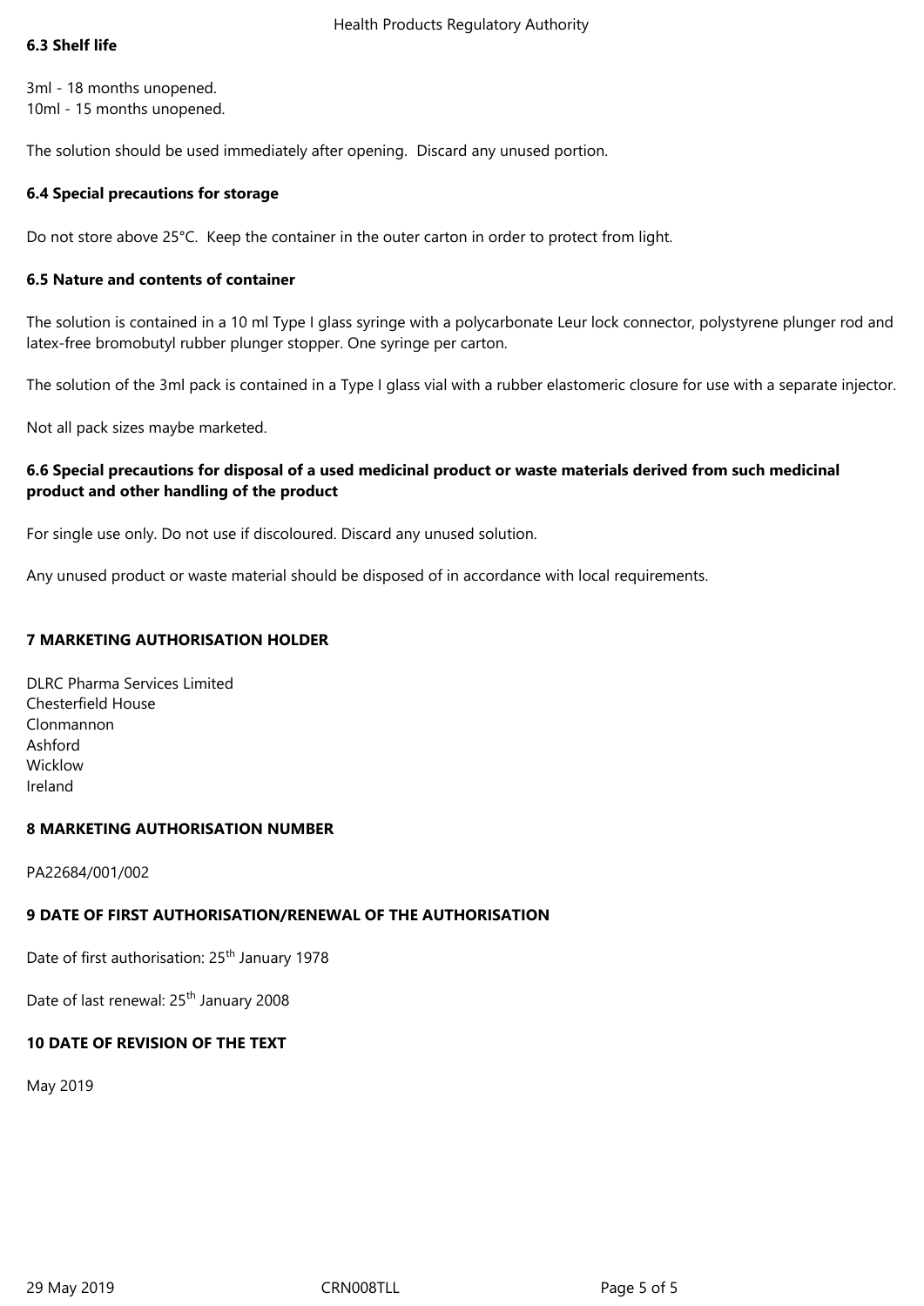### 6.3 Shelf life

3ml - 18 months unopened.
10ml - 15 months unopened.

The solution should be used immediately after opening. Discard any unused portion.

### 6.4 Special precautions for storage

Do not store above 25°C. Keep the container in the outer carton in order to protect from light.

### 6.5 Nature and contents of container

The solution is contained in a 10 ml Type I glass syringe with a polycarbonate Leur lock connector, polystyrene plunger rod and latex-free bromobutyl rubber plunger stopper. One syringe per carton.

The solution of the 3ml pack is contained in a Type I glass vial with a rubber elastomeric closure for use with a separate injector.

Not all pack sizes maybe marketed.

### 6.6 Special precautions for disposal of a used medicinal product or waste materials derived from such medicinal product and other handling of the product

For single use only. Do not use if discoloured. Discard any unused solution.

Any unused product or waste material should be disposed of in accordance with local requirements.

## 7 MARKETING AUTHORISATION HOLDER

DLRC Pharma Services Limited
Chesterfield House
Clonmannon
Ashford
Wicklow
Ireland

## 8 MARKETING AUTHORISATION NUMBER

PA22684/001/002

## 9 DATE OF FIRST AUTHORISATION/RENEWAL OF THE AUTHORISATION

Date of first authorisation: 25th January 1978

Date of last renewal: 25th January 2008

## 10 DATE OF REVISION OF THE TEXT

May 2019